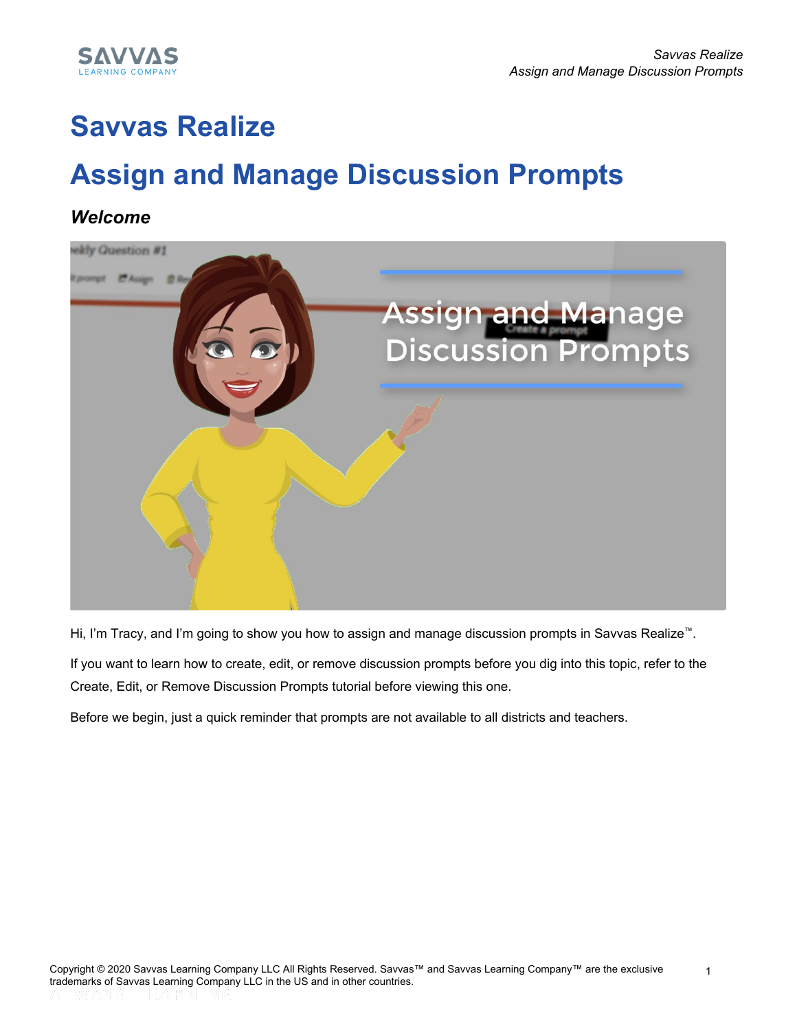# Savvas Realize

# Assign and Manage Discussion Prompts

### *Welcome*

Hi, I'm Tracy, and I'm going to show you how to assign and manage discussion prompts in Savvas Realize™.

If you want to learn how to create, edit, or remove discussion prompts before you dig into this topic, refer to the Create, Edit, or Remove Discussion Prompts tutorial before viewing this one.

Before we begin, just a quick reminder that prompts are not available to all districts and teachers.

Copyright © 2020 Savvas Learning Company LLC All Rights Reserved. Savvas™ and Savvas Learning Company™ are the exclusive trademarks of Savvas Learning Company LLC in the US and in other countries.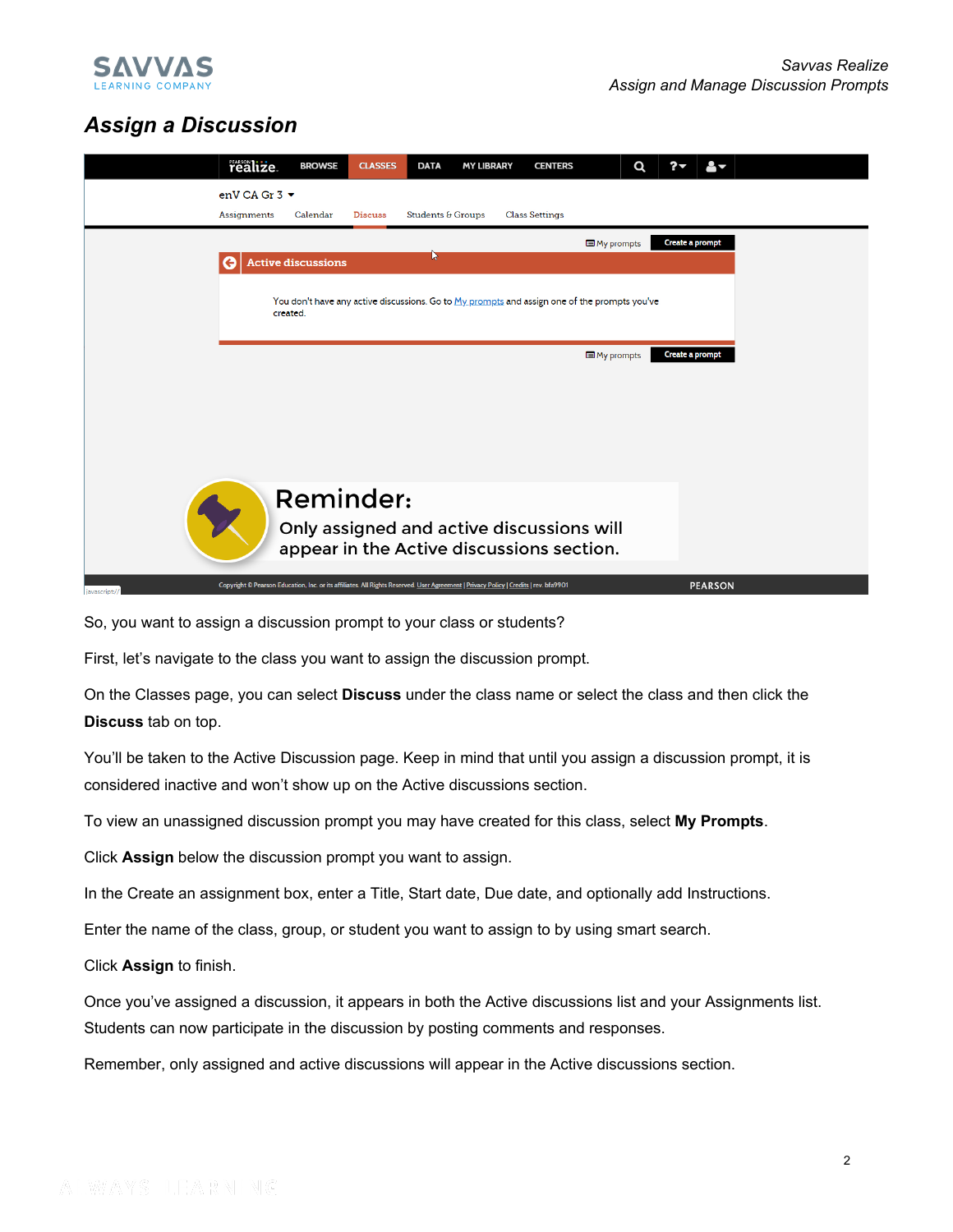## Assign a Discussion

So, you want to assign a discussion prompt to your class or students?

First, let's navigate to the class you want to assign the discussion prompt.

On the Classes page, you can select **Discuss** under the class name or select the class and then click the **Discuss** tab on top.

You'll be taken to the Active Discussion page. Keep in mind that until you assign a discussion prompt, it is considered inactive and won't show up on the Active discussions section.

To view an unassigned discussion prompt you may have created for this class, select **My Prompts**.

Click **Assign** below the discussion prompt you want to assign.

In the Create an assignment box, enter a Title, Start date, Due date, and optionally add Instructions.

Enter the name of the class, group, or student you want to assign to by using smart search.

Click **Assign** to finish.

Once you've assigned a discussion, it appears in both the Active discussions list and your Assignments list. Students can now participate in the discussion by posting comments and responses.

Remember, only assigned and active discussions will appear in the Active discussions section.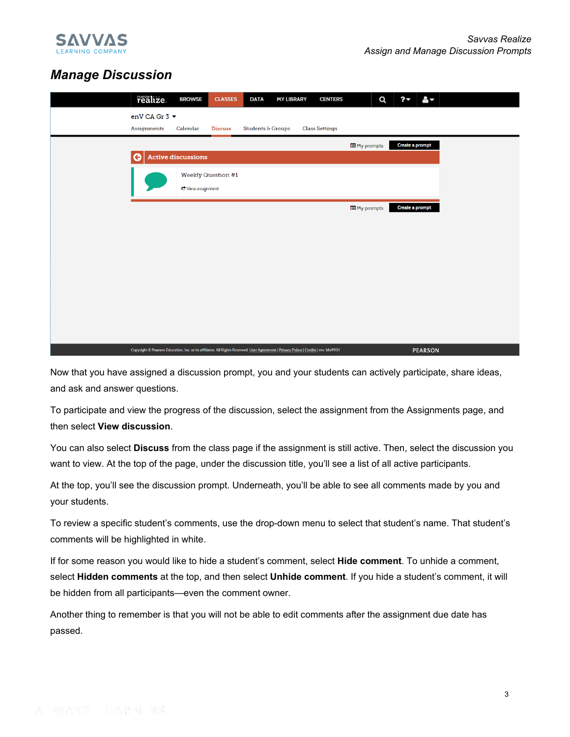## Manage Discussion

Now that you have assigned a discussion prompt, you and your students can actively participate, share ideas, and ask and answer questions.

To participate and view the progress of the discussion, select the assignment from the Assignments page, and then select **View discussion**.

You can also select **Discuss** from the class page if the assignment is still active. Then, select the discussion you want to view. At the top of the page, under the discussion title, you'll see a list of all active participants.

At the top, you'll see the discussion prompt. Underneath, you'll be able to see all comments made by you and your students.

To review a specific student's comments, use the drop-down menu to select that student's name. That student's comments will be highlighted in white.

If for some reason you would like to hide a student's comment, select **Hide comment**. To unhide a comment, select **Hidden comments** at the top, and then select **Unhide comment**. If you hide a student's comment, it will be hidden from all participants—even the comment owner.

Another thing to remember is that you will not be able to edit comments after the assignment due date has passed.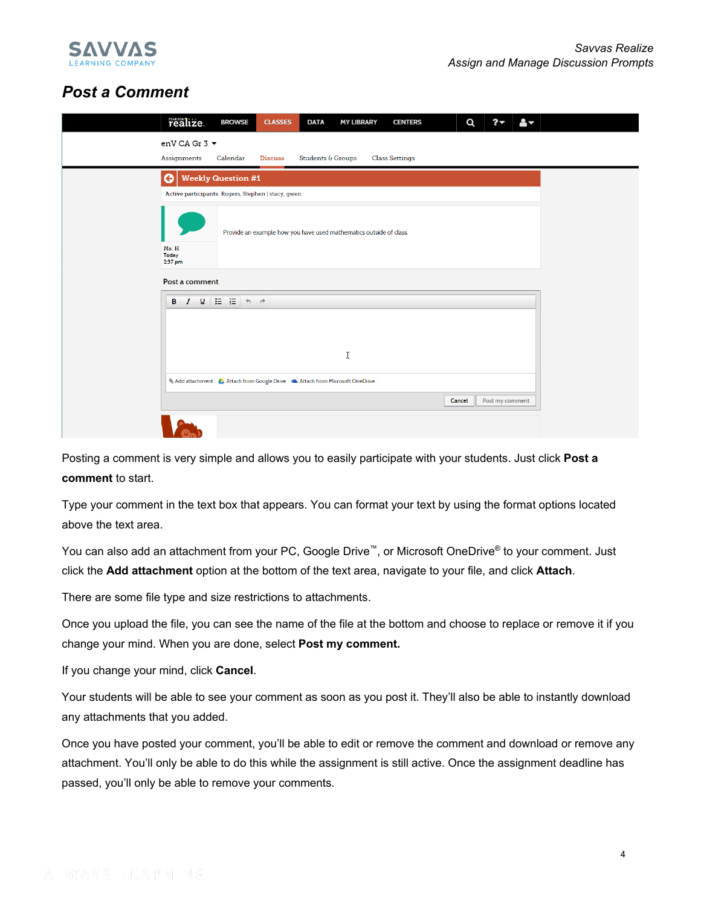## *Post a Comment*

Posting a comment is very simple and allows you to easily participate with your students. Just click **Post a comment** to start.

Type your comment in the text box that appears. You can format your text by using the format options located above the text area.

You can also add an attachment from your PC, Google Drive™, or Microsoft OneDrive® to your comment. Just click the **Add attachment** option at the bottom of the text area, navigate to your file, and click **Attach**.

There are some file type and size restrictions to attachments.

Once you upload the file, you can see the name of the file at the bottom and choose to replace or remove it if you change your mind. When you are done, select **Post my comment.**

If you change your mind, click **Cancel**.

Your students will be able to see your comment as soon as you post it. They'll also be able to instantly download any attachments that you added.

Once you have posted your comment, you'll be able to edit or remove the comment and download or remove any attachment. You'll only be able to do this while the assignment is still active. Once the assignment deadline has passed, you'll only be able to remove your comments.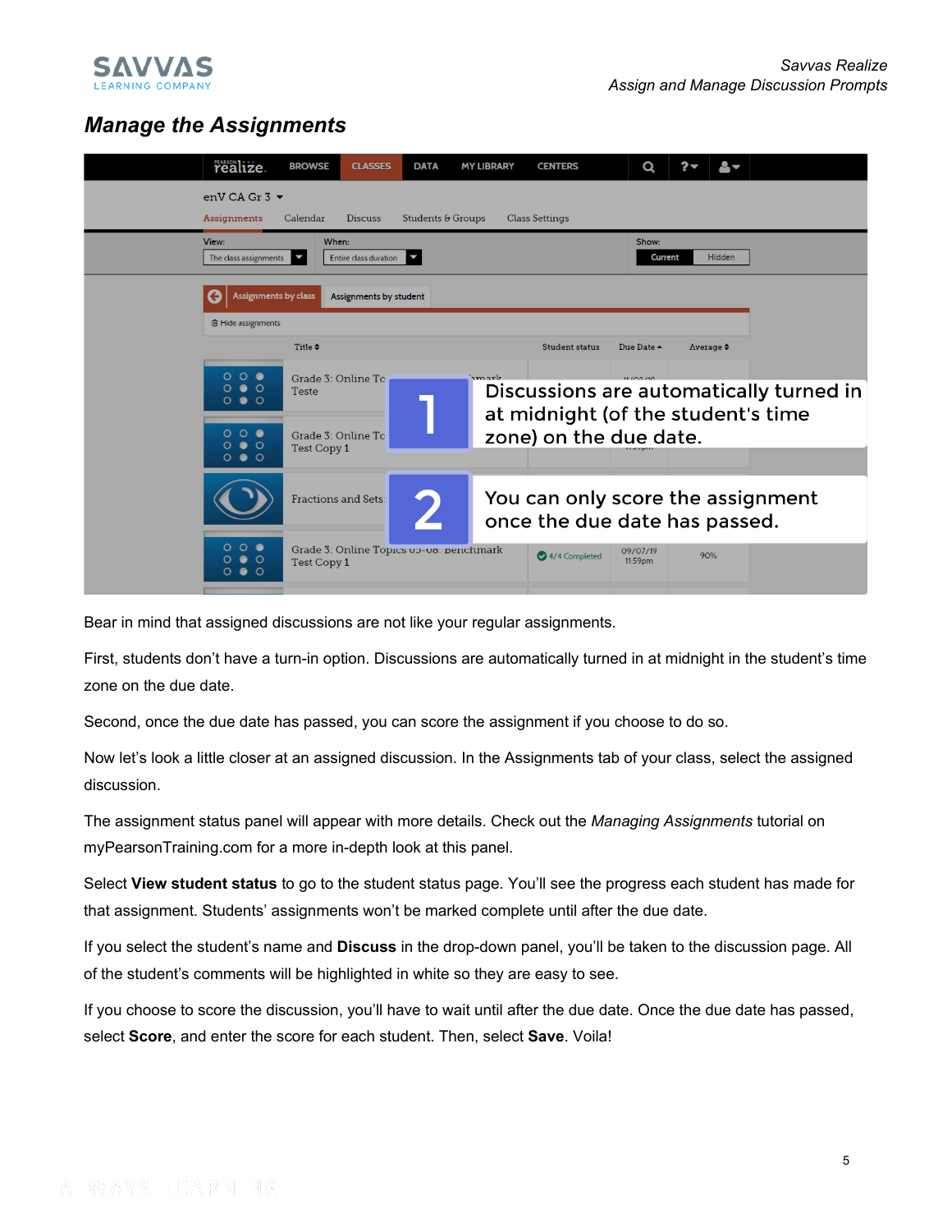## Manage the Assignments

Bear in mind that assigned discussions are not like your regular assignments.

First, students don't have a turn-in option. Discussions are automatically turned in at midnight in the student's time zone on the due date.

Second, once the due date has passed, you can score the assignment if you choose to do so.

Now let's look a little closer at an assigned discussion. In the Assignments tab of your class, select the assigned discussion.

The assignment status panel will appear with more details. Check out the *Managing Assignments* tutorial on myPearsonTraining.com for a more in-depth look at this panel.

Select **View student status** to go to the student status page. You'll see the progress each student has made for that assignment. Students' assignments won't be marked complete until after the due date.

If you select the student's name and **Discuss** in the drop-down panel, you'll be taken to the discussion page. All of the student's comments will be highlighted in white so they are easy to see.

If you choose to score the discussion, you'll have to wait until after the due date. Once the due date has passed, select **Score**, and enter the score for each student. Then, select **Save**. Voila!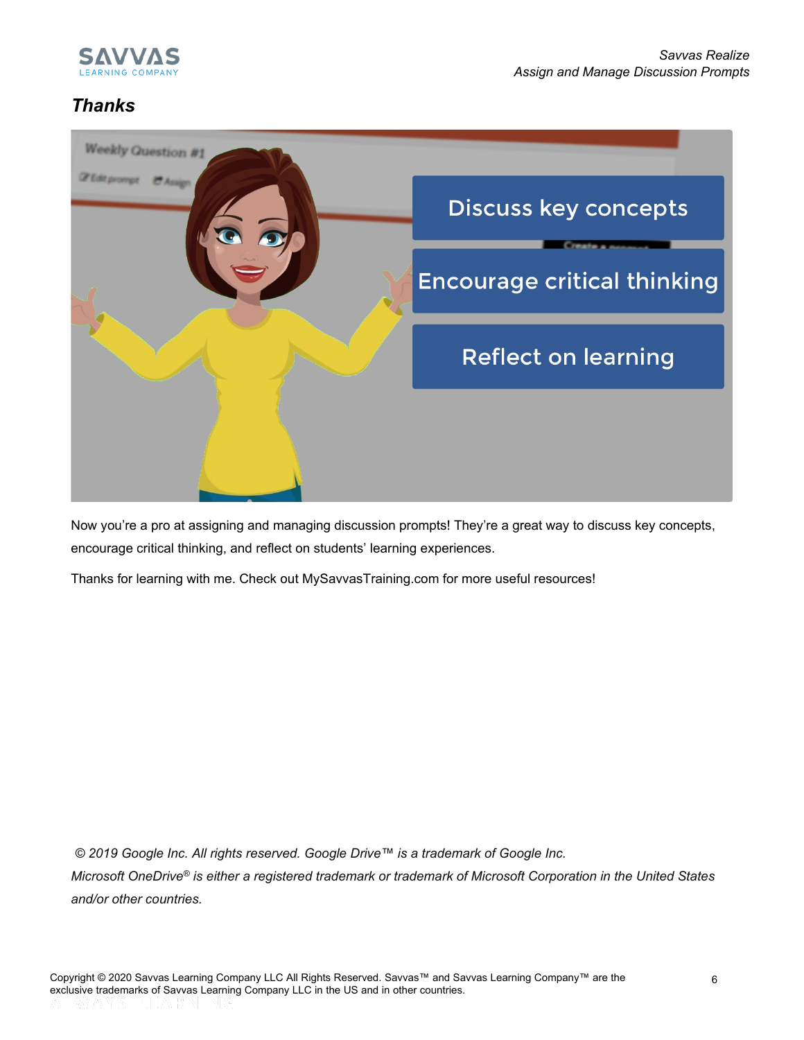## *Thanks*

Now you're a pro at assigning and managing discussion prompts! They're a great way to discuss key concepts, encourage critical thinking, and reflect on students' learning experiences.

Thanks for learning with me. Check out MySavvasTraining.com for more useful resources!

*© 2019 Google Inc. All rights reserved. Google Drive™ is a trademark of Google Inc.*

*Microsoft OneDrive® is either a registered trademark or trademark of Microsoft Corporation in the United States and/or other countries.*